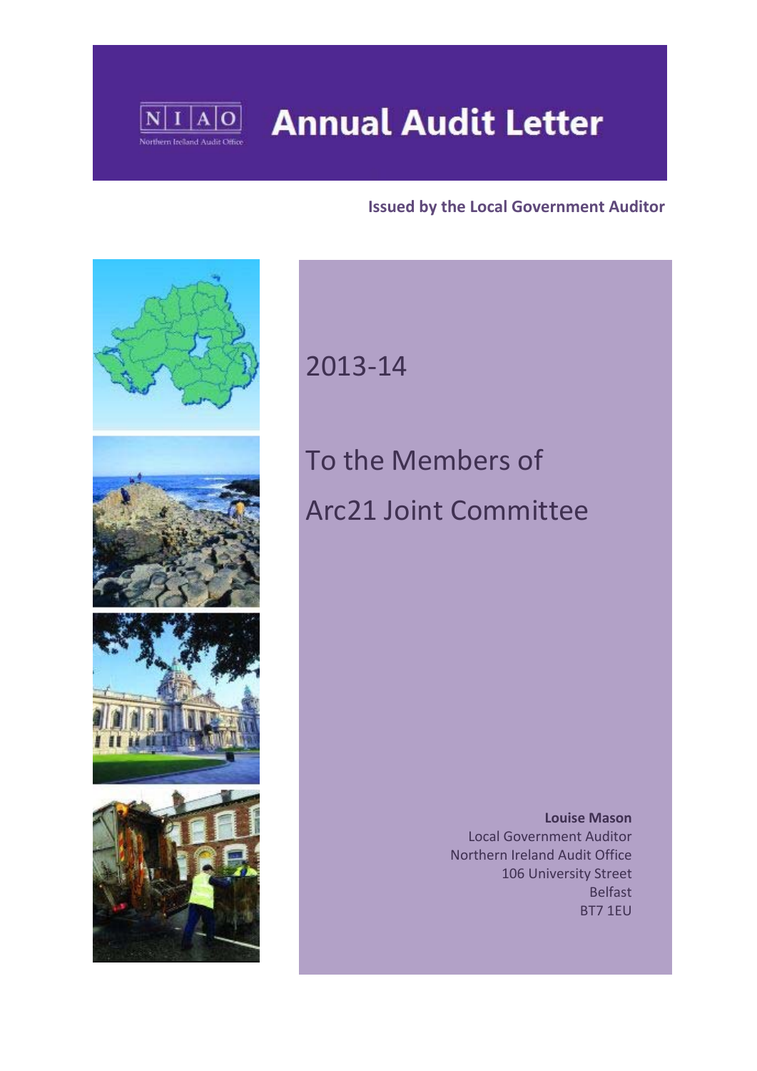NIAO
Northern Ireland Audit Office

# Annual Audit Letter

**Issued by the Local Government Auditor**

2013-14

To the Members of

Arc21 Joint Committee

**Louise Mason**
Local Government Auditor
Northern Ireland Audit Office
106 University Street
Belfast
BT7 1EU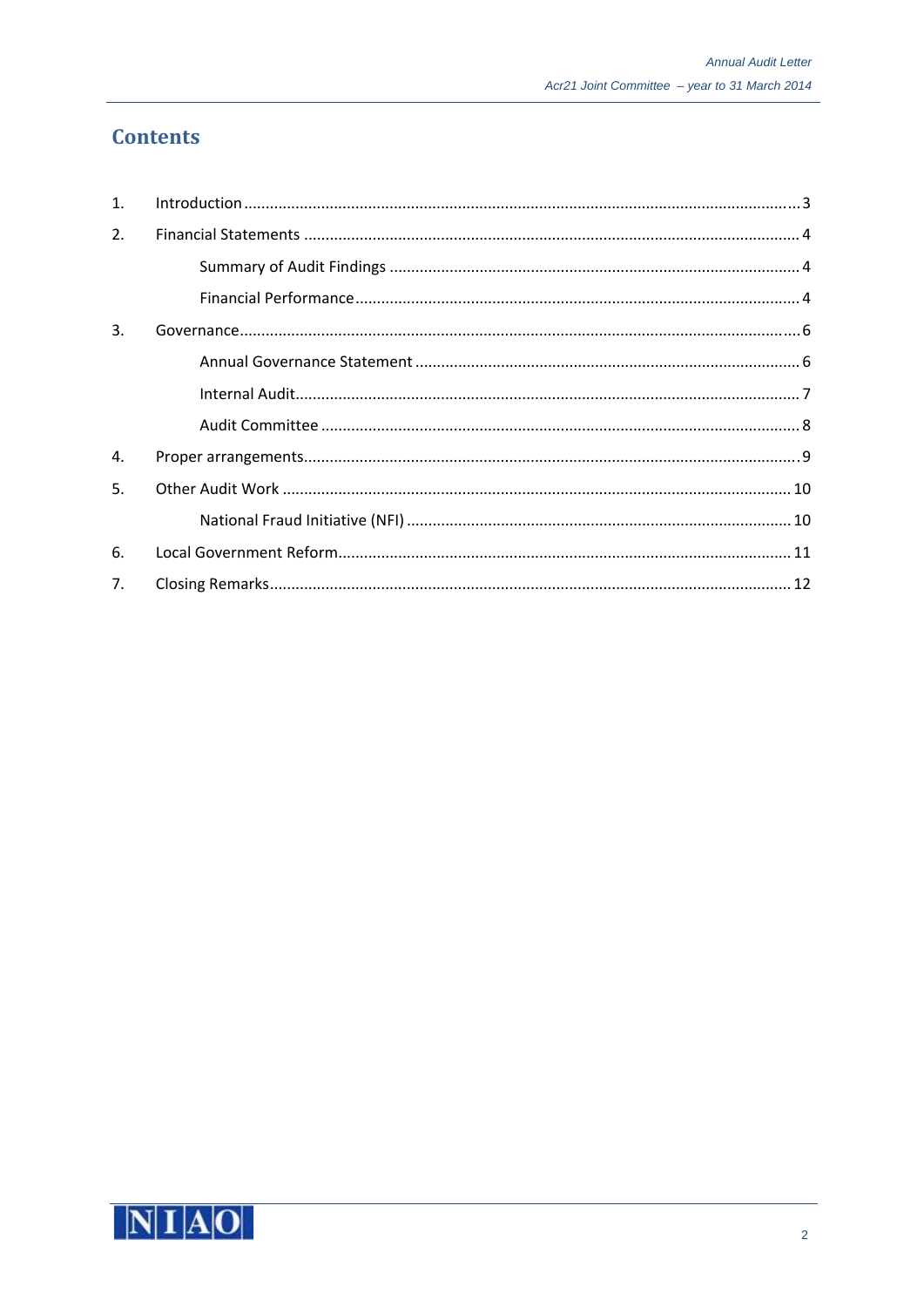# Contents

1. Introduction ........................................................................................................................ 3
2. Financial Statements ........................................................................................................ 4
   - Summary of Audit Findings ............................................................................................ 4
   - Financial Performance .................................................................................................... 4
3. Governance ........................................................................................................................ 6
   - Annual Governance Statement ....................................................................................... 6
   - Internal Audit .................................................................................................................. 7
   - Audit Committee ............................................................................................................ 8
4. Proper arrangements ......................................................................................................... 9
5. Other Audit Work ............................................................................................................. 10
   - National Fraud Initiative (NFI) ...................................................................................... 10
6. Local Government Reform ............................................................................................... 11
7. Closing Remarks ............................................................................................................... 12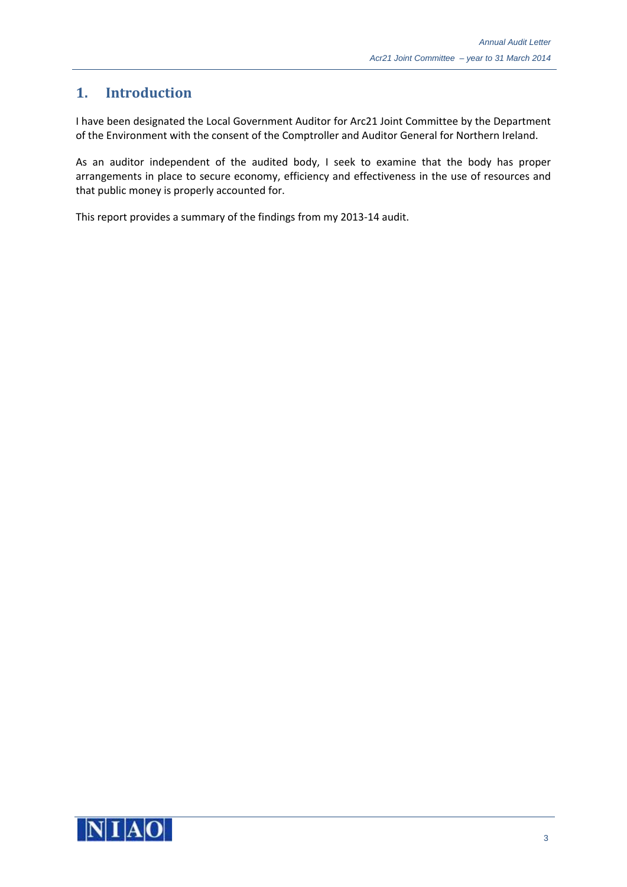# 1. Introduction

I have been designated the Local Government Auditor for Arc21 Joint Committee by the Department of the Environment with the consent of the Comptroller and Auditor General for Northern Ireland.

As an auditor independent of the audited body, I seek to examine that the body has proper arrangements in place to secure economy, efficiency and effectiveness in the use of resources and that public money is properly accounted for.

This report provides a summary of the findings from my 2013-14 audit.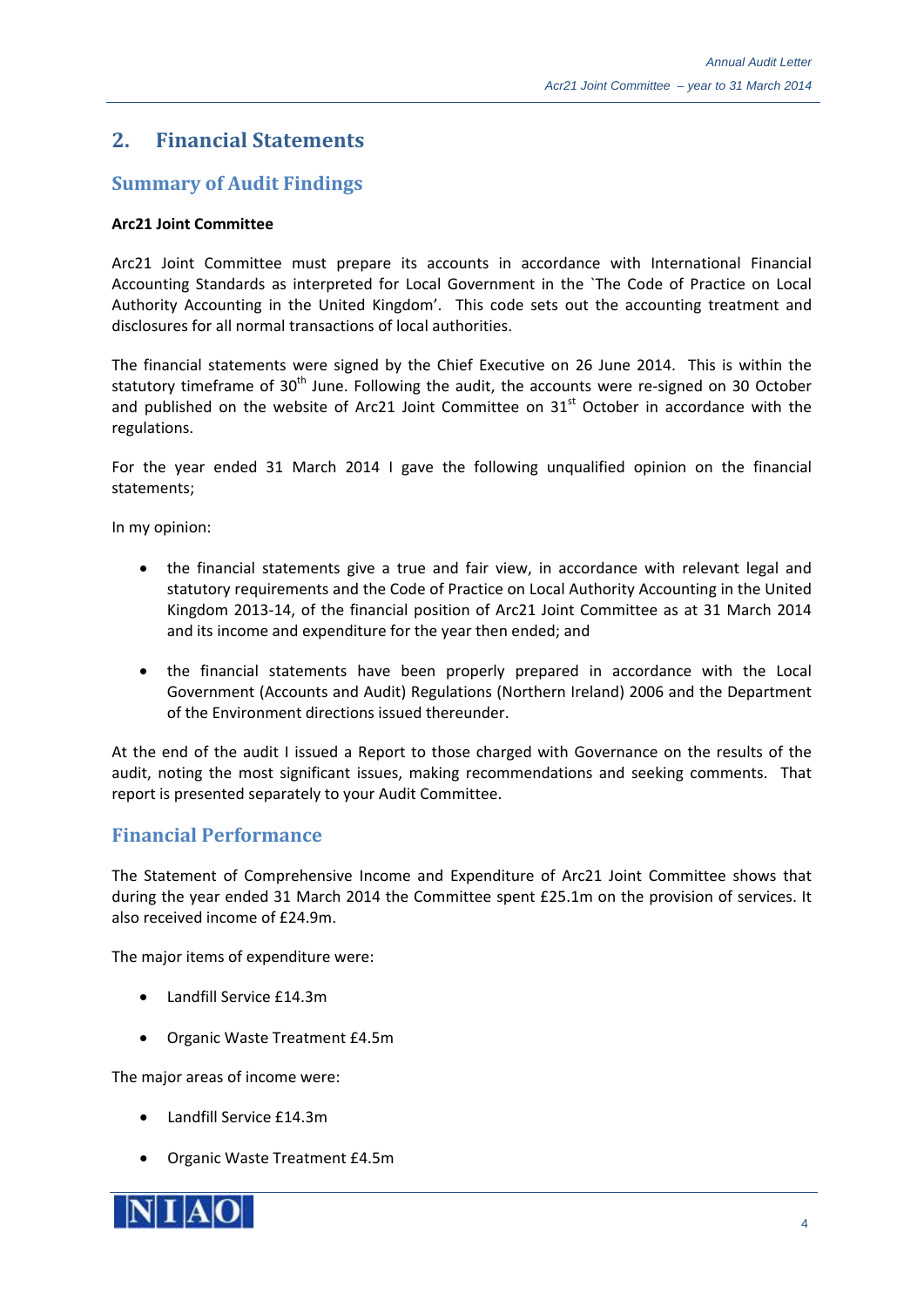## 2. Financial Statements

### Summary of Audit Findings

**Arc21 Joint Committee**

Arc21 Joint Committee must prepare its accounts in accordance with International Financial Accounting Standards as interpreted for Local Government in the `The Code of Practice on Local Authority Accounting in the United Kingdom'. This code sets out the accounting treatment and disclosures for all normal transactions of local authorities.

The financial statements were signed by the Chief Executive on 26 June 2014. This is within the statutory timeframe of 30th June. Following the audit, the accounts were re-signed on 30 October and published on the website of Arc21 Joint Committee on 31st October in accordance with the regulations.

For the year ended 31 March 2014 I gave the following unqualified opinion on the financial statements;

In my opinion:

- the financial statements give a true and fair view, in accordance with relevant legal and statutory requirements and the Code of Practice on Local Authority Accounting in the United Kingdom 2013-14, of the financial position of Arc21 Joint Committee as at 31 March 2014 and its income and expenditure for the year then ended; and

- the financial statements have been properly prepared in accordance with the Local Government (Accounts and Audit) Regulations (Northern Ireland) 2006 and the Department of the Environment directions issued thereunder.

At the end of the audit I issued a Report to those charged with Governance on the results of the audit, noting the most significant issues, making recommendations and seeking comments. That report is presented separately to your Audit Committee.

### Financial Performance

The Statement of Comprehensive Income and Expenditure of Arc21 Joint Committee shows that during the year ended 31 March 2014 the Committee spent £25.1m on the provision of services. It also received income of £24.9m.

The major items of expenditure were:

- Landfill Service £14.3m
- Organic Waste Treatment £4.5m

The major areas of income were:

- Landfill Service £14.3m
- Organic Waste Treatment £4.5m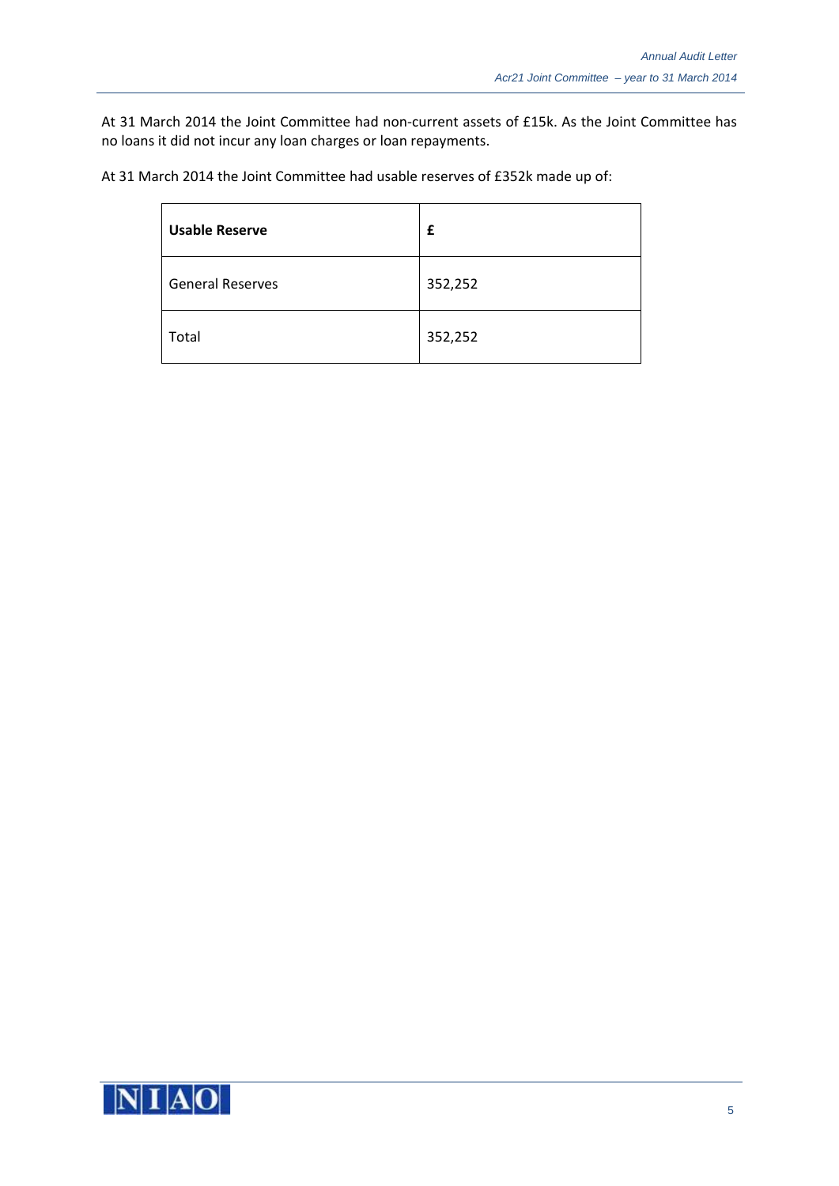At 31 March 2014 the Joint Committee had non-current assets of £15k. As the Joint Committee has no loans it did not incur any loan charges or loan repayments.

At 31 March 2014 the Joint Committee had usable reserves of £352k made up of:

| **Usable Reserve** | **£** |
|---|---|
| General Reserves | 352,252 |
| Total | 352,252 |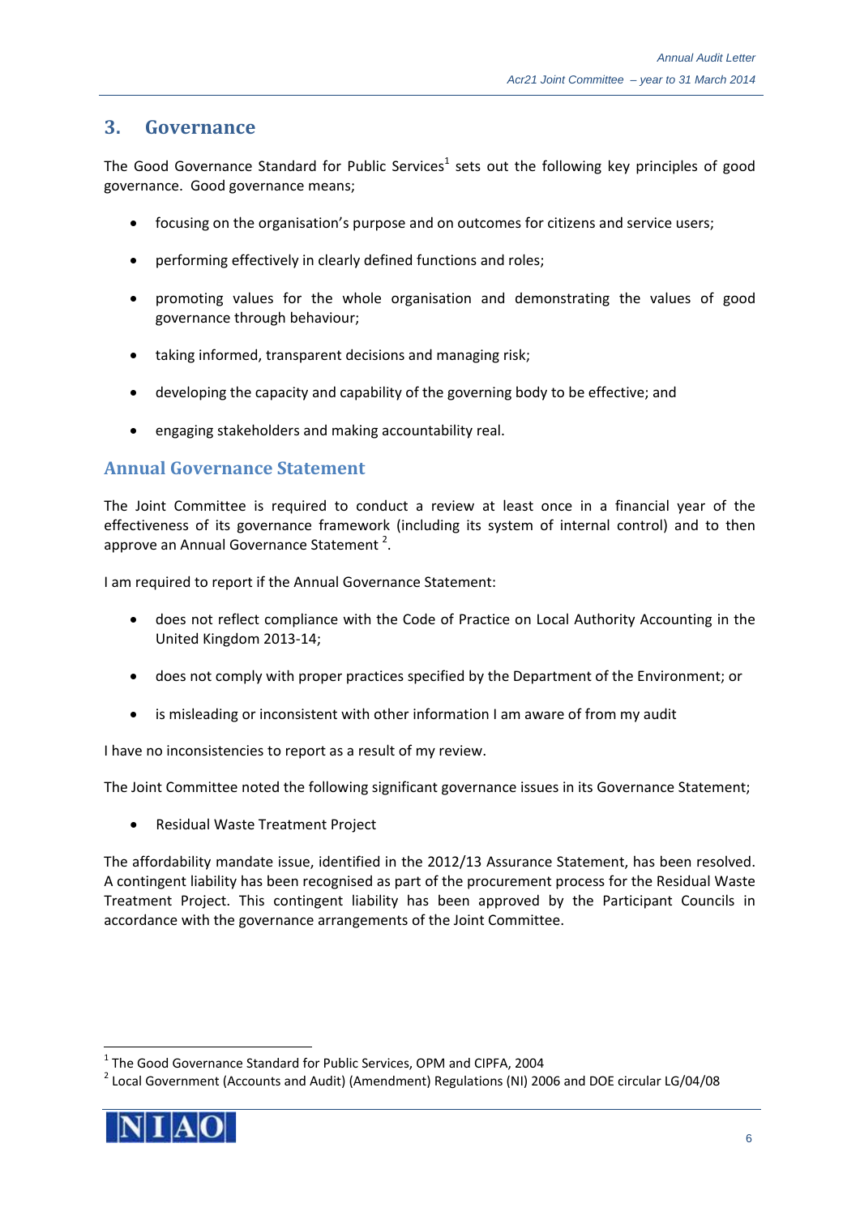## 3. Governance

The Good Governance Standard for Public Services[1] sets out the following key principles of good governance. Good governance means;

- focusing on the organisation's purpose and on outcomes for citizens and service users;
- performing effectively in clearly defined functions and roles;
- promoting values for the whole organisation and demonstrating the values of good governance through behaviour;
- taking informed, transparent decisions and managing risk;
- developing the capacity and capability of the governing body to be effective; and
- engaging stakeholders and making accountability real.

### Annual Governance Statement

The Joint Committee is required to conduct a review at least once in a financial year of the effectiveness of its governance framework (including its system of internal control) and to then approve an Annual Governance Statement [2].

I am required to report if the Annual Governance Statement:

- does not reflect compliance with the Code of Practice on Local Authority Accounting in the United Kingdom 2013-14;
- does not comply with proper practices specified by the Department of the Environment; or
- is misleading or inconsistent with other information I am aware of from my audit

I have no inconsistencies to report as a result of my review.

The Joint Committee noted the following significant governance issues in its Governance Statement;

- Residual Waste Treatment Project

The affordability mandate issue, identified in the 2012/13 Assurance Statement, has been resolved. A contingent liability has been recognised as part of the procurement process for the Residual Waste Treatment Project. This contingent liability has been approved by the Participant Councils in accordance with the governance arrangements of the Joint Committee.

---

[1] The Good Governance Standard for Public Services, OPM and CIPFA, 2004

[2] Local Government (Accounts and Audit) (Amendment) Regulations (NI) 2006 and DOE circular LG/04/08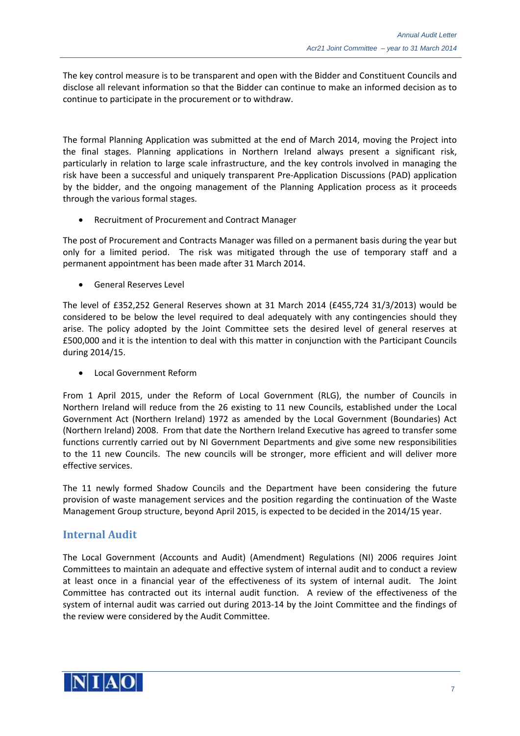The key control measure is to be transparent and open with the Bidder and Constituent Councils and disclose all relevant information so that the Bidder can continue to make an informed decision as to continue to participate in the procurement or to withdraw.

The formal Planning Application was submitted at the end of March 2014, moving the Project into the final stages. Planning applications in Northern Ireland always present a significant risk, particularly in relation to large scale infrastructure, and the key controls involved in managing the risk have been a successful and uniquely transparent Pre-Application Discussions (PAD) application by the bidder, and the ongoing management of the Planning Application process as it proceeds through the various formal stages.

- Recruitment of Procurement and Contract Manager

The post of Procurement and Contracts Manager was filled on a permanent basis during the year but only for a limited period. The risk was mitigated through the use of temporary staff and a permanent appointment has been made after 31 March 2014.

- General Reserves Level

The level of £352,252 General Reserves shown at 31 March 2014 (£455,724 31/3/2013) would be considered to be below the level required to deal adequately with any contingencies should they arise. The policy adopted by the Joint Committee sets the desired level of general reserves at £500,000 and it is the intention to deal with this matter in conjunction with the Participant Councils during 2014/15.

- Local Government Reform

From 1 April 2015, under the Reform of Local Government (RLG), the number of Councils in Northern Ireland will reduce from the 26 existing to 11 new Councils, established under the Local Government Act (Northern Ireland) 1972 as amended by the Local Government (Boundaries) Act (Northern Ireland) 2008. From that date the Northern Ireland Executive has agreed to transfer some functions currently carried out by NI Government Departments and give some new responsibilities to the 11 new Councils. The new councils will be stronger, more efficient and will deliver more effective services.

The 11 newly formed Shadow Councils and the Department have been considering the future provision of waste management services and the position regarding the continuation of the Waste Management Group structure, beyond April 2015, is expected to be decided in the 2014/15 year.

## Internal Audit

The Local Government (Accounts and Audit) (Amendment) Regulations (NI) 2006 requires Joint Committees to maintain an adequate and effective system of internal audit and to conduct a review at least once in a financial year of the effectiveness of its system of internal audit. The Joint Committee has contracted out its internal audit function. A review of the effectiveness of the system of internal audit was carried out during 2013-14 by the Joint Committee and the findings of the review were considered by the Audit Committee.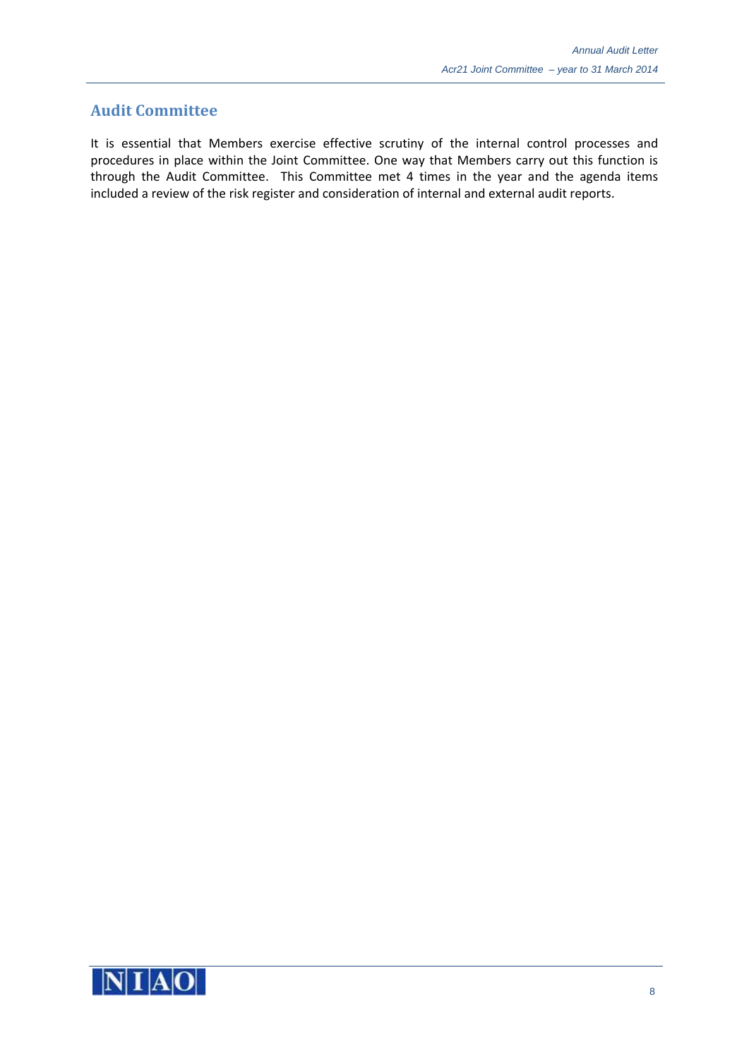## Audit Committee

It is essential that Members exercise effective scrutiny of the internal control processes and procedures in place within the Joint Committee. One way that Members carry out this function is through the Audit Committee. This Committee met 4 times in the year and the agenda items included a review of the risk register and consideration of internal and external audit reports.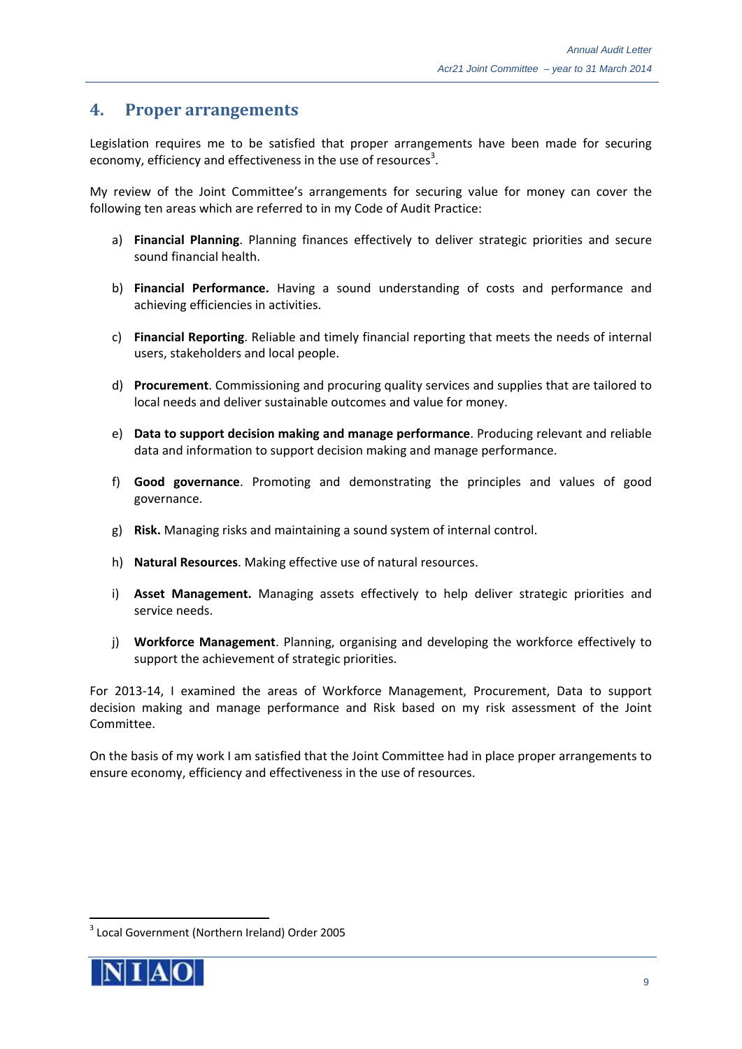## 4. Proper arrangements

Legislation requires me to be satisfied that proper arrangements have been made for securing economy, efficiency and effectiveness in the use of resources[3].

My review of the Joint Committee's arrangements for securing value for money can cover the following ten areas which are referred to in my Code of Audit Practice:

a) **Financial Planning**. Planning finances effectively to deliver strategic priorities and secure sound financial health.

b) **Financial Performance.** Having a sound understanding of costs and performance and achieving efficiencies in activities.

c) **Financial Reporting**. Reliable and timely financial reporting that meets the needs of internal users, stakeholders and local people.

d) **Procurement**. Commissioning and procuring quality services and supplies that are tailored to local needs and deliver sustainable outcomes and value for money.

e) **Data to support decision making and manage performance**. Producing relevant and reliable data and information to support decision making and manage performance.

f) **Good governance**. Promoting and demonstrating the principles and values of good governance.

g) **Risk.** Managing risks and maintaining a sound system of internal control.

h) **Natural Resources**. Making effective use of natural resources.

i) **Asset Management.** Managing assets effectively to help deliver strategic priorities and service needs.

j) **Workforce Management**. Planning, organising and developing the workforce effectively to support the achievement of strategic priorities.

For 2013-14, I examined the areas of Workforce Management, Procurement, Data to support decision making and manage performance and Risk based on my risk assessment of the Joint Committee.

On the basis of my work I am satisfied that the Joint Committee had in place proper arrangements to ensure economy, efficiency and effectiveness in the use of resources.

---

[3] Local Government (Northern Ireland) Order 2005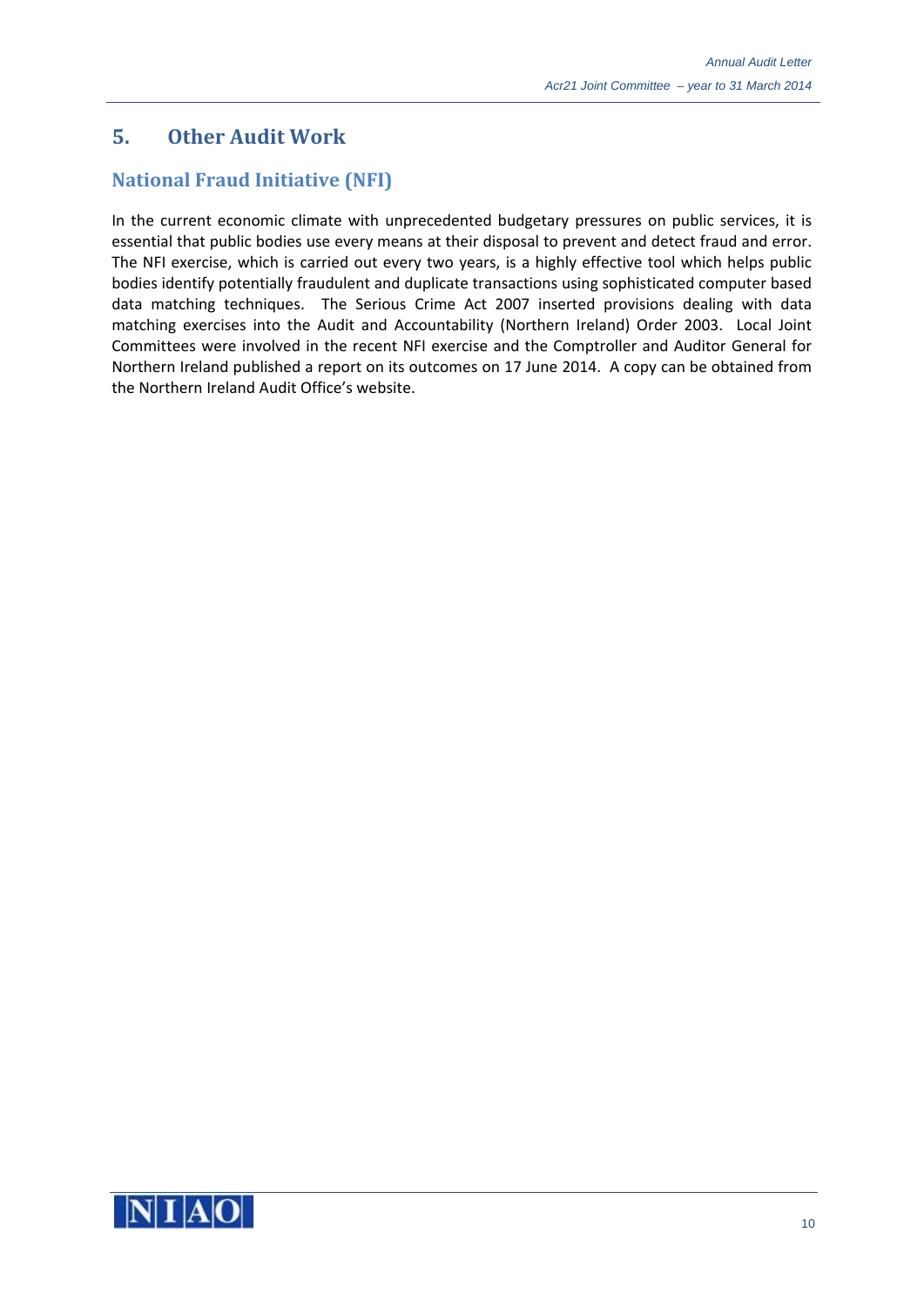## 5. Other Audit Work

### National Fraud Initiative (NFI)

In the current economic climate with unprecedented budgetary pressures on public services, it is essential that public bodies use every means at their disposal to prevent and detect fraud and error. The NFI exercise, which is carried out every two years, is a highly effective tool which helps public bodies identify potentially fraudulent and duplicate transactions using sophisticated computer based data matching techniques. The Serious Crime Act 2007 inserted provisions dealing with data matching exercises into the Audit and Accountability (Northern Ireland) Order 2003. Local Joint Committees were involved in the recent NFI exercise and the Comptroller and Auditor General for Northern Ireland published a report on its outcomes on 17 June 2014. A copy can be obtained from the Northern Ireland Audit Office's website.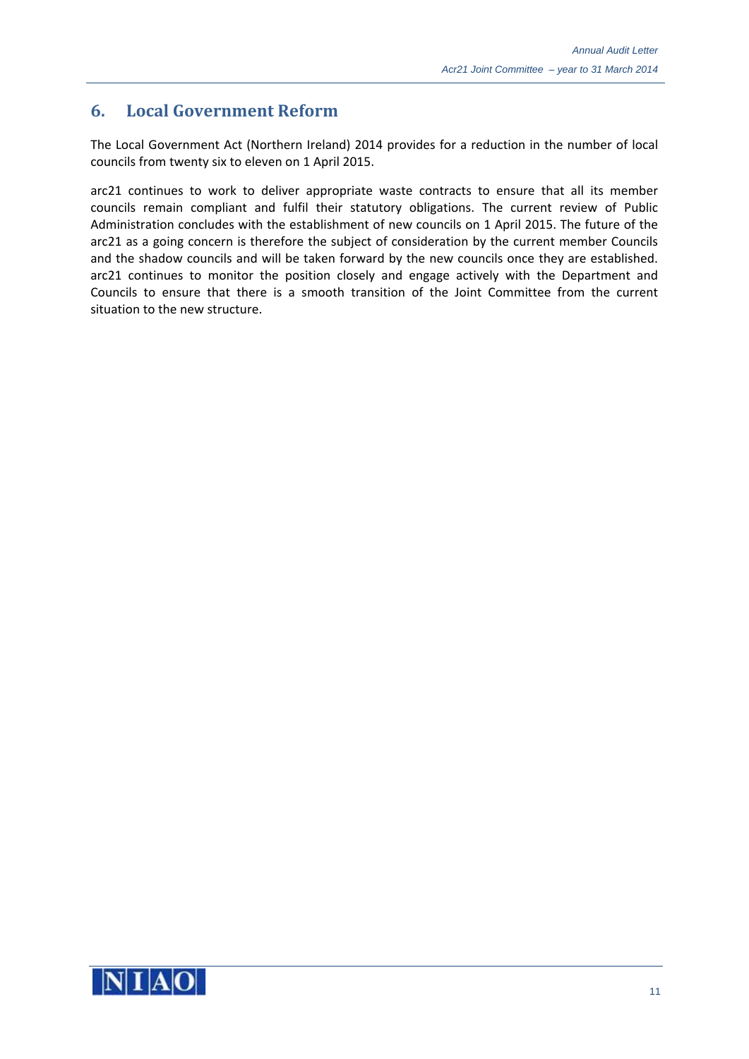## 6. Local Government Reform

The Local Government Act (Northern Ireland) 2014 provides for a reduction in the number of local councils from twenty six to eleven on 1 April 2015.

arc21 continues to work to deliver appropriate waste contracts to ensure that all its member councils remain compliant and fulfil their statutory obligations. The current review of Public Administration concludes with the establishment of new councils on 1 April 2015. The future of the arc21 as a going concern is therefore the subject of consideration by the current member Councils and the shadow councils and will be taken forward by the new councils once they are established. arc21 continues to monitor the position closely and engage actively with the Department and Councils to ensure that there is a smooth transition of the Joint Committee from the current situation to the new structure.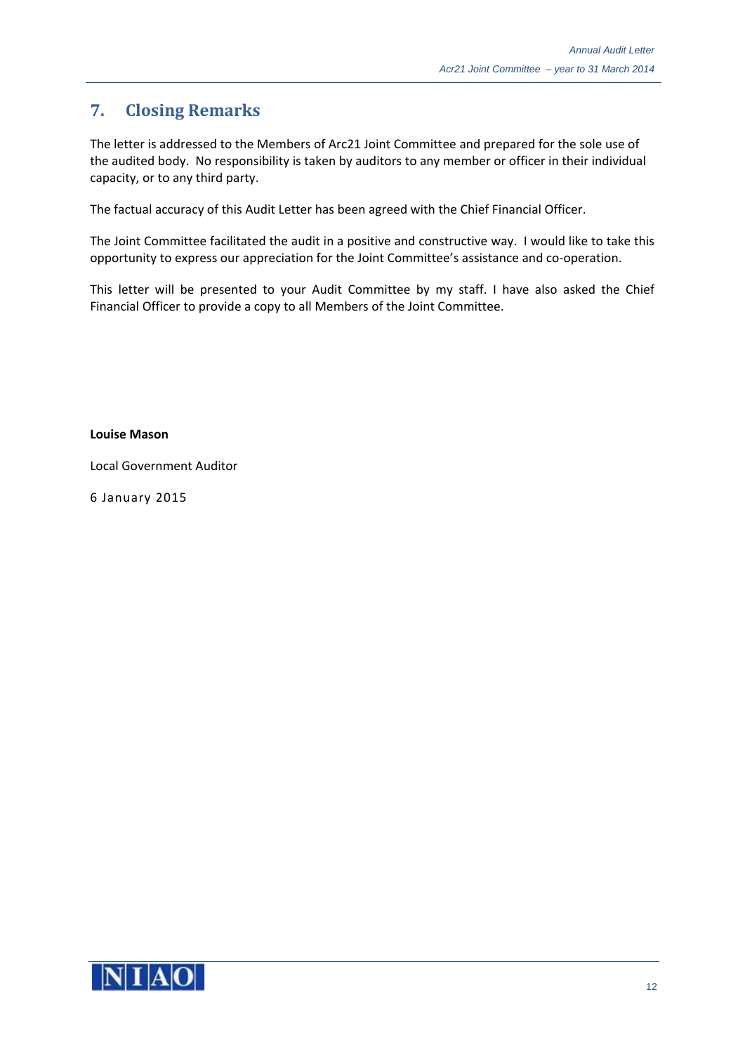## 7. Closing Remarks

The letter is addressed to the Members of Arc21 Joint Committee and prepared for the sole use of the audited body. No responsibility is taken by auditors to any member or officer in their individual capacity, or to any third party.

The factual accuracy of this Audit Letter has been agreed with the Chief Financial Officer.

The Joint Committee facilitated the audit in a positive and constructive way. I would like to take this opportunity to express our appreciation for the Joint Committee's assistance and co-operation.

This letter will be presented to your Audit Committee by my staff. I have also asked the Chief Financial Officer to provide a copy to all Members of the Joint Committee.

**Louise Mason**

Local Government Auditor

6 January 2015